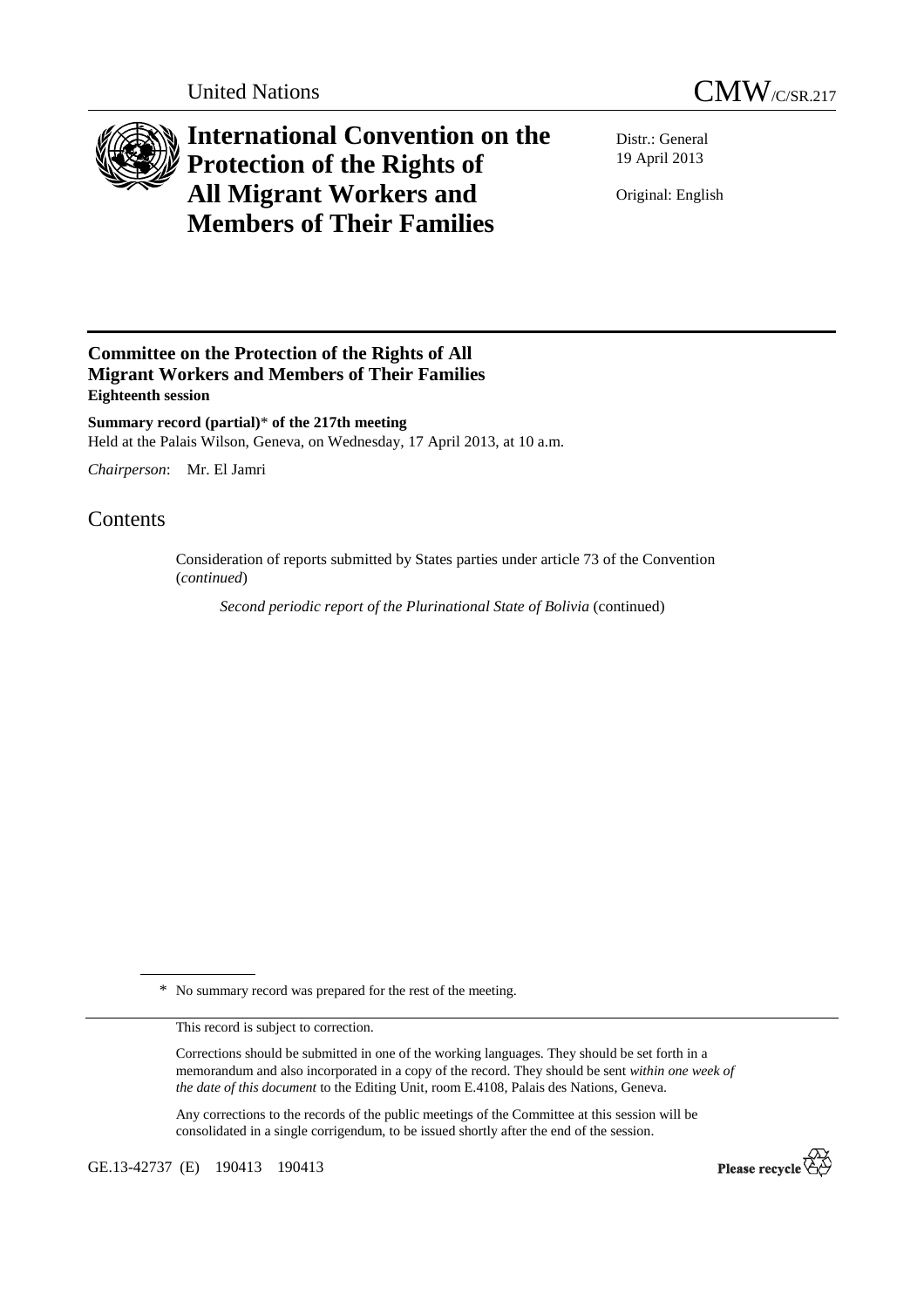United Nations

# CMW/C/SR.217

# International Convention on the Protection of the Rights of All Migrant Workers and Members of Their Families

Distr.: General
19 April 2013

Original: English

## Committee on the Protection of the Rights of All Migrant Workers and Members of Their Families

**Eighteenth session**

**Summary record (partial)\* of the 217th meeting**

Held at the Palais Wilson, Geneva, on Wednesday, 17 April 2013, at 10 a.m.

*Chairperson*: Mr. El Jamri

## Contents

Consideration of reports submitted by States parties under article 73 of the Convention (*continued*)

*Second periodic report of the Plurinational State of Bolivia* (continued)

\* No summary record was prepared for the rest of the meeting.

This record is subject to correction.

Corrections should be submitted in one of the working languages. They should be set forth in a memorandum and also incorporated in a copy of the record. They should be sent *within one week of the date of this document* to the Editing Unit, room E.4108, Palais des Nations, Geneva.

Any corrections to the records of the public meetings of the Committee at this session will be consolidated in a single corrigendum, to be issued shortly after the end of the session.

GE.13-42737 (E) 190413 190413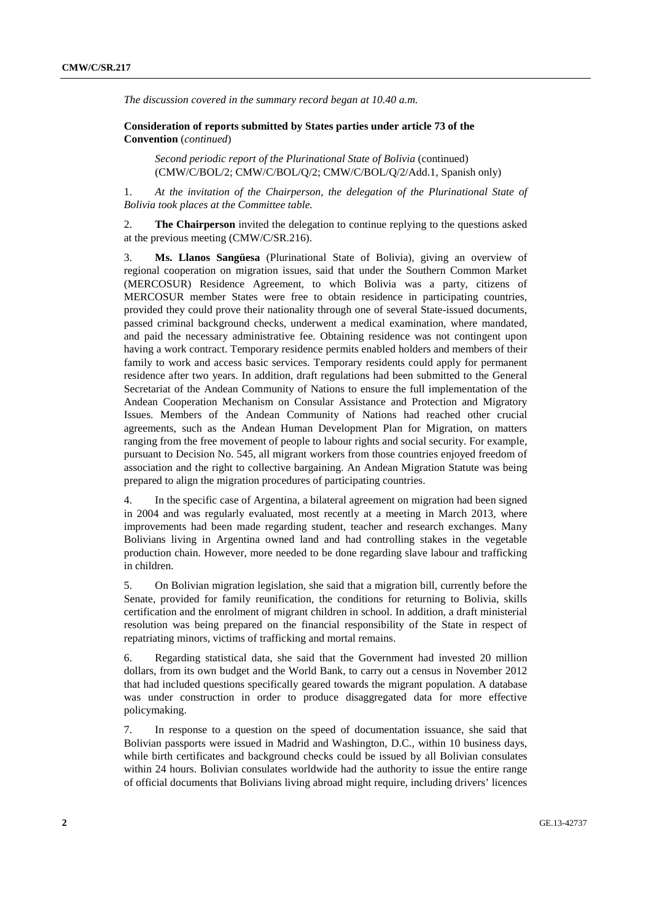*The discussion covered in the summary record began at 10.40 a.m.*

**Consideration of reports submitted by States parties under article 73 of the Convention** (*continued*)

*Second periodic report of the Plurinational State of Bolivia* (continued) (CMW/C/BOL/2; CMW/C/BOL/Q/2; CMW/C/BOL/Q/2/Add.1, Spanish only)

1. *At the invitation of the Chairperson, the delegation of the Plurinational State of Bolivia took places at the Committee table.*

2. **The Chairperson** invited the delegation to continue replying to the questions asked at the previous meeting (CMW/C/SR.216).

3. **Ms. Llanos Sangüesa** (Plurinational State of Bolivia), giving an overview of regional cooperation on migration issues, said that under the Southern Common Market (MERCOSUR) Residence Agreement, to which Bolivia was a party, citizens of MERCOSUR member States were free to obtain residence in participating countries, provided they could prove their nationality through one of several State-issued documents, passed criminal background checks, underwent a medical examination, where mandated, and paid the necessary administrative fee. Obtaining residence was not contingent upon having a work contract. Temporary residence permits enabled holders and members of their family to work and access basic services. Temporary residents could apply for permanent residence after two years. In addition, draft regulations had been submitted to the General Secretariat of the Andean Community of Nations to ensure the full implementation of the Andean Cooperation Mechanism on Consular Assistance and Protection and Migratory Issues. Members of the Andean Community of Nations had reached other crucial agreements, such as the Andean Human Development Plan for Migration, on matters ranging from the free movement of people to labour rights and social security. For example, pursuant to Decision No. 545, all migrant workers from those countries enjoyed freedom of association and the right to collective bargaining. An Andean Migration Statute was being prepared to align the migration procedures of participating countries.

4. In the specific case of Argentina, a bilateral agreement on migration had been signed in 2004 and was regularly evaluated, most recently at a meeting in March 2013, where improvements had been made regarding student, teacher and research exchanges. Many Bolivians living in Argentina owned land and had controlling stakes in the vegetable production chain. However, more needed to be done regarding slave labour and trafficking in children.

5. On Bolivian migration legislation, she said that a migration bill, currently before the Senate, provided for family reunification, the conditions for returning to Bolivia, skills certification and the enrolment of migrant children in school. In addition, a draft ministerial resolution was being prepared on the financial responsibility of the State in respect of repatriating minors, victims of trafficking and mortal remains.

6. Regarding statistical data, she said that the Government had invested 20 million dollars, from its own budget and the World Bank, to carry out a census in November 2012 that had included questions specifically geared towards the migrant population. A database was under construction in order to produce disaggregated data for more effective policymaking.

7. In response to a question on the speed of documentation issuance, she said that Bolivian passports were issued in Madrid and Washington, D.C., within 10 business days, while birth certificates and background checks could be issued by all Bolivian consulates within 24 hours. Bolivian consulates worldwide had the authority to issue the entire range of official documents that Bolivians living abroad might require, including drivers' licences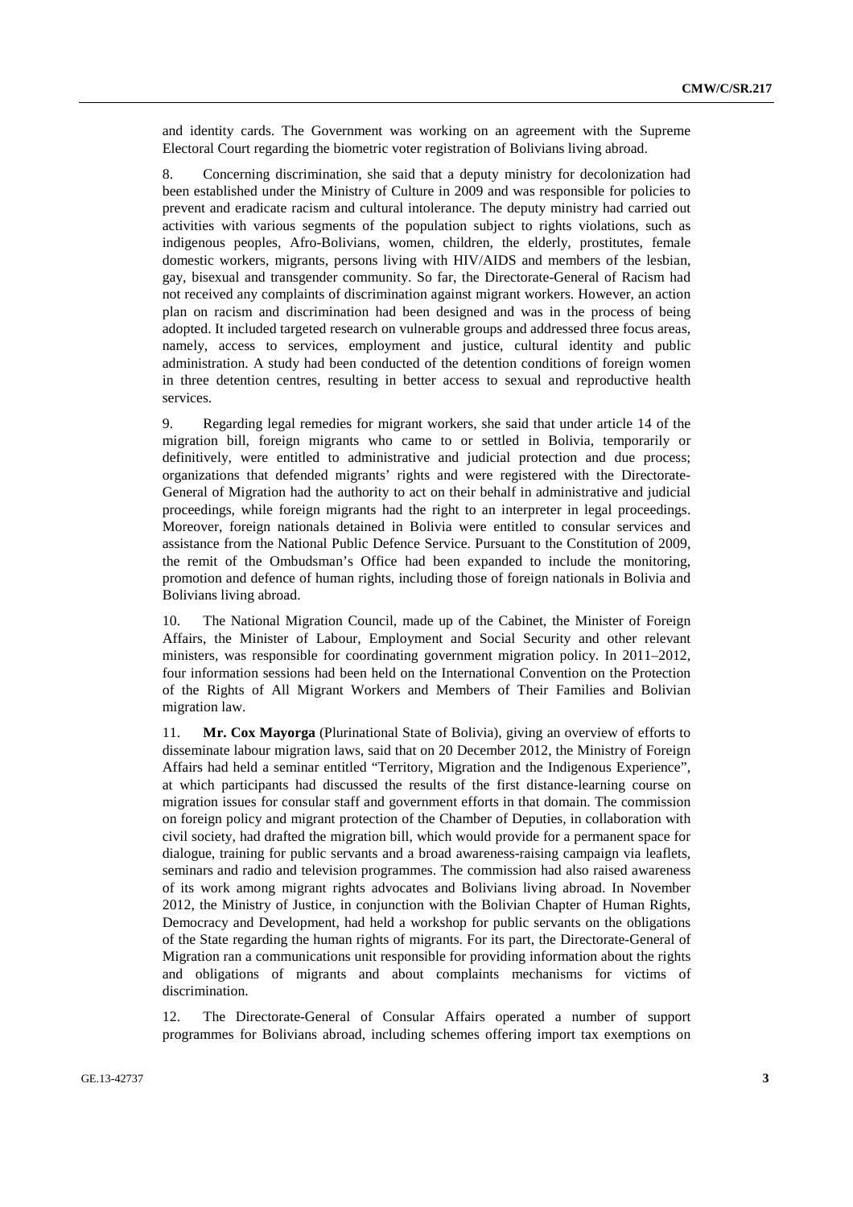and identity cards. The Government was working on an agreement with the Supreme Electoral Court regarding the biometric voter registration of Bolivians living abroad.

8. Concerning discrimination, she said that a deputy ministry for decolonization had been established under the Ministry of Culture in 2009 and was responsible for policies to prevent and eradicate racism and cultural intolerance. The deputy ministry had carried out activities with various segments of the population subject to rights violations, such as indigenous peoples, Afro-Bolivians, women, children, the elderly, prostitutes, female domestic workers, migrants, persons living with HIV/AIDS and members of the lesbian, gay, bisexual and transgender community. So far, the Directorate-General of Racism had not received any complaints of discrimination against migrant workers. However, an action plan on racism and discrimination had been designed and was in the process of being adopted. It included targeted research on vulnerable groups and addressed three focus areas, namely, access to services, employment and justice, cultural identity and public administration. A study had been conducted of the detention conditions of foreign women in three detention centres, resulting in better access to sexual and reproductive health services.

9. Regarding legal remedies for migrant workers, she said that under article 14 of the migration bill, foreign migrants who came to or settled in Bolivia, temporarily or definitively, were entitled to administrative and judicial protection and due process; organizations that defended migrants' rights and were registered with the Directorate-General of Migration had the authority to act on their behalf in administrative and judicial proceedings, while foreign migrants had the right to an interpreter in legal proceedings. Moreover, foreign nationals detained in Bolivia were entitled to consular services and assistance from the National Public Defence Service. Pursuant to the Constitution of 2009, the remit of the Ombudsman's Office had been expanded to include the monitoring, promotion and defence of human rights, including those of foreign nationals in Bolivia and Bolivians living abroad.

10. The National Migration Council, made up of the Cabinet, the Minister of Foreign Affairs, the Minister of Labour, Employment and Social Security and other relevant ministers, was responsible for coordinating government migration policy. In 2011–2012, four information sessions had been held on the International Convention on the Protection of the Rights of All Migrant Workers and Members of Their Families and Bolivian migration law.

11. **Mr. Cox Mayorga** (Plurinational State of Bolivia), giving an overview of efforts to disseminate labour migration laws, said that on 20 December 2012, the Ministry of Foreign Affairs had held a seminar entitled "Territory, Migration and the Indigenous Experience", at which participants had discussed the results of the first distance-learning course on migration issues for consular staff and government efforts in that domain. The commission on foreign policy and migrant protection of the Chamber of Deputies, in collaboration with civil society, had drafted the migration bill, which would provide for a permanent space for dialogue, training for public servants and a broad awareness-raising campaign via leaflets, seminars and radio and television programmes. The commission had also raised awareness of its work among migrant rights advocates and Bolivians living abroad. In November 2012, the Ministry of Justice, in conjunction with the Bolivian Chapter of Human Rights, Democracy and Development, had held a workshop for public servants on the obligations of the State regarding the human rights of migrants. For its part, the Directorate-General of Migration ran a communications unit responsible for providing information about the rights and obligations of migrants and about complaints mechanisms for victims of discrimination.

12. The Directorate-General of Consular Affairs operated a number of support programmes for Bolivians abroad, including schemes offering import tax exemptions on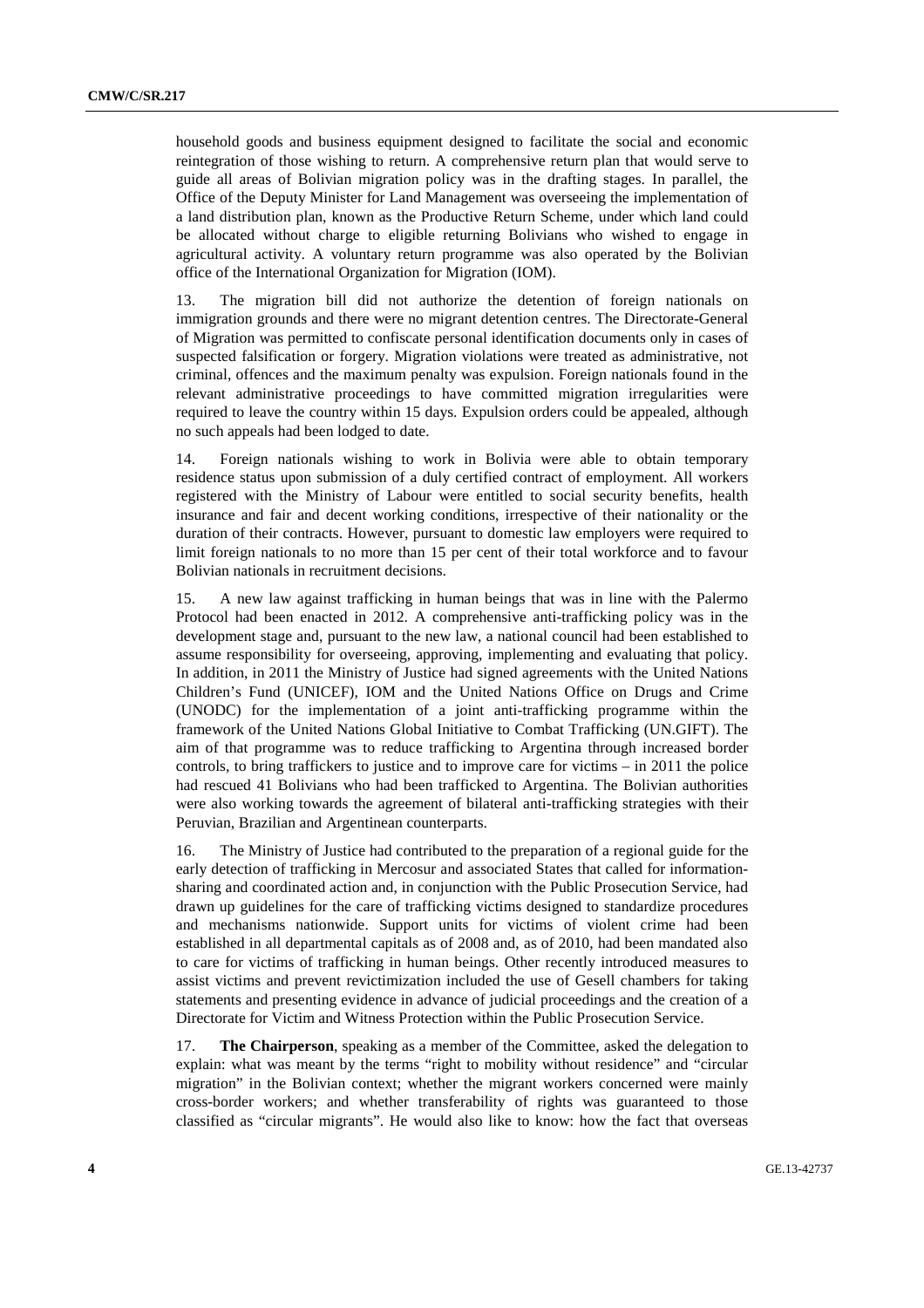household goods and business equipment designed to facilitate the social and economic reintegration of those wishing to return. A comprehensive return plan that would serve to guide all areas of Bolivian migration policy was in the drafting stages. In parallel, the Office of the Deputy Minister for Land Management was overseeing the implementation of a land distribution plan, known as the Productive Return Scheme, under which land could be allocated without charge to eligible returning Bolivians who wished to engage in agricultural activity. A voluntary return programme was also operated by the Bolivian office of the International Organization for Migration (IOM).

13. The migration bill did not authorize the detention of foreign nationals on immigration grounds and there were no migrant detention centres. The Directorate-General of Migration was permitted to confiscate personal identification documents only in cases of suspected falsification or forgery. Migration violations were treated as administrative, not criminal, offences and the maximum penalty was expulsion. Foreign nationals found in the relevant administrative proceedings to have committed migration irregularities were required to leave the country within 15 days. Expulsion orders could be appealed, although no such appeals had been lodged to date.

14. Foreign nationals wishing to work in Bolivia were able to obtain temporary residence status upon submission of a duly certified contract of employment. All workers registered with the Ministry of Labour were entitled to social security benefits, health insurance and fair and decent working conditions, irrespective of their nationality or the duration of their contracts. However, pursuant to domestic law employers were required to limit foreign nationals to no more than 15 per cent of their total workforce and to favour Bolivian nationals in recruitment decisions.

15. A new law against trafficking in human beings that was in line with the Palermo Protocol had been enacted in 2012. A comprehensive anti-trafficking policy was in the development stage and, pursuant to the new law, a national council had been established to assume responsibility for overseeing, approving, implementing and evaluating that policy. In addition, in 2011 the Ministry of Justice had signed agreements with the United Nations Children's Fund (UNICEF), IOM and the United Nations Office on Drugs and Crime (UNODC) for the implementation of a joint anti-trafficking programme within the framework of the United Nations Global Initiative to Combat Trafficking (UN.GIFT). The aim of that programme was to reduce trafficking to Argentina through increased border controls, to bring traffickers to justice and to improve care for victims – in 2011 the police had rescued 41 Bolivians who had been trafficked to Argentina. The Bolivian authorities were also working towards the agreement of bilateral anti-trafficking strategies with their Peruvian, Brazilian and Argentinean counterparts.

16. The Ministry of Justice had contributed to the preparation of a regional guide for the early detection of trafficking in Mercosur and associated States that called for information-sharing and coordinated action and, in conjunction with the Public Prosecution Service, had drawn up guidelines for the care of trafficking victims designed to standardize procedures and mechanisms nationwide. Support units for victims of violent crime had been established in all departmental capitals as of 2008 and, as of 2010, had been mandated also to care for victims of trafficking in human beings. Other recently introduced measures to assist victims and prevent revictimization included the use of Gesell chambers for taking statements and presenting evidence in advance of judicial proceedings and the creation of a Directorate for Victim and Witness Protection within the Public Prosecution Service.

17. **The Chairperson**, speaking as a member of the Committee, asked the delegation to explain: what was meant by the terms "right to mobility without residence" and "circular migration" in the Bolivian context; whether the migrant workers concerned were mainly cross-border workers; and whether transferability of rights was guaranteed to those classified as "circular migrants". He would also like to know: how the fact that overseas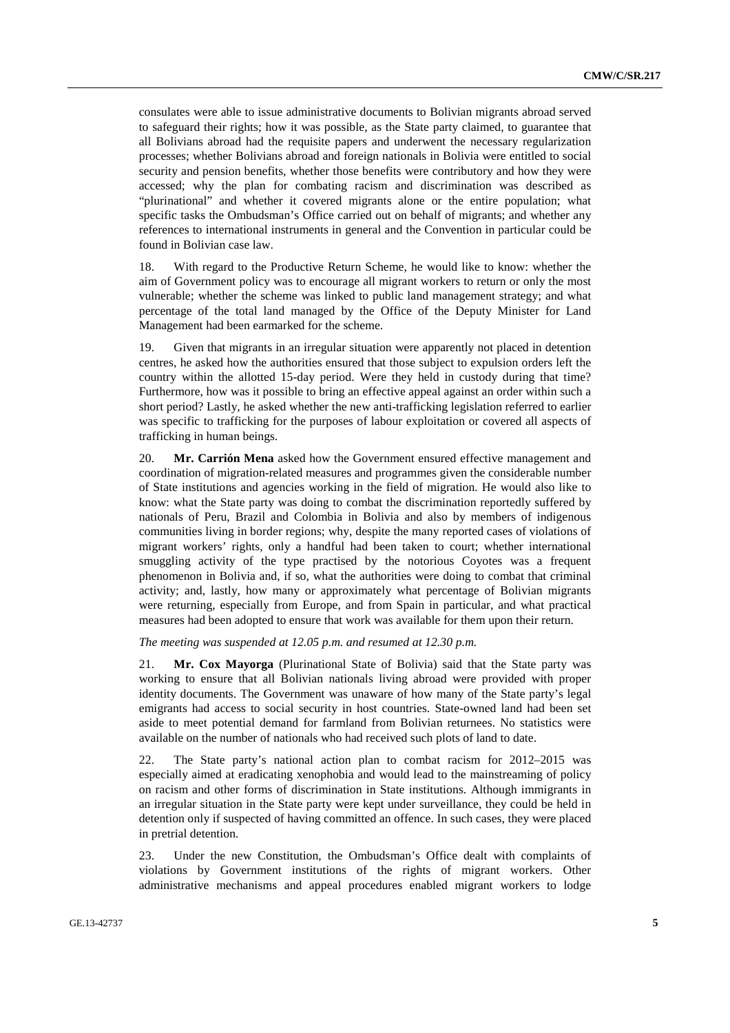consulates were able to issue administrative documents to Bolivian migrants abroad served to safeguard their rights; how it was possible, as the State party claimed, to guarantee that all Bolivians abroad had the requisite papers and underwent the necessary regularization processes; whether Bolivians abroad and foreign nationals in Bolivia were entitled to social security and pension benefits, whether those benefits were contributory and how they were accessed; why the plan for combating racism and discrimination was described as "plurinational" and whether it covered migrants alone or the entire population; what specific tasks the Ombudsman's Office carried out on behalf of migrants; and whether any references to international instruments in general and the Convention in particular could be found in Bolivian case law.

18. With regard to the Productive Return Scheme, he would like to know: whether the aim of Government policy was to encourage all migrant workers to return or only the most vulnerable; whether the scheme was linked to public land management strategy; and what percentage of the total land managed by the Office of the Deputy Minister for Land Management had been earmarked for the scheme.

19. Given that migrants in an irregular situation were apparently not placed in detention centres, he asked how the authorities ensured that those subject to expulsion orders left the country within the allotted 15-day period. Were they held in custody during that time? Furthermore, how was it possible to bring an effective appeal against an order within such a short period? Lastly, he asked whether the new anti-trafficking legislation referred to earlier was specific to trafficking for the purposes of labour exploitation or covered all aspects of trafficking in human beings.

20. **Mr. Carrión Mena** asked how the Government ensured effective management and coordination of migration-related measures and programmes given the considerable number of State institutions and agencies working in the field of migration. He would also like to know: what the State party was doing to combat the discrimination reportedly suffered by nationals of Peru, Brazil and Colombia in Bolivia and also by members of indigenous communities living in border regions; why, despite the many reported cases of violations of migrant workers' rights, only a handful had been taken to court; whether international smuggling activity of the type practised by the notorious Coyotes was a frequent phenomenon in Bolivia and, if so, what the authorities were doing to combat that criminal activity; and, lastly, how many or approximately what percentage of Bolivian migrants were returning, especially from Europe, and from Spain in particular, and what practical measures had been adopted to ensure that work was available for them upon their return.

*The meeting was suspended at 12.05 p.m. and resumed at 12.30 p.m.*

21. **Mr. Cox Mayorga** (Plurinational State of Bolivia) said that the State party was working to ensure that all Bolivian nationals living abroad were provided with proper identity documents. The Government was unaware of how many of the State party's legal emigrants had access to social security in host countries. State-owned land had been set aside to meet potential demand for farmland from Bolivian returnees. No statistics were available on the number of nationals who had received such plots of land to date.

22. The State party's national action plan to combat racism for 2012–2015 was especially aimed at eradicating xenophobia and would lead to the mainstreaming of policy on racism and other forms of discrimination in State institutions. Although immigrants in an irregular situation in the State party were kept under surveillance, they could be held in detention only if suspected of having committed an offence. In such cases, they were placed in pretrial detention.

23. Under the new Constitution, the Ombudsman's Office dealt with complaints of violations by Government institutions of the rights of migrant workers. Other administrative mechanisms and appeal procedures enabled migrant workers to lodge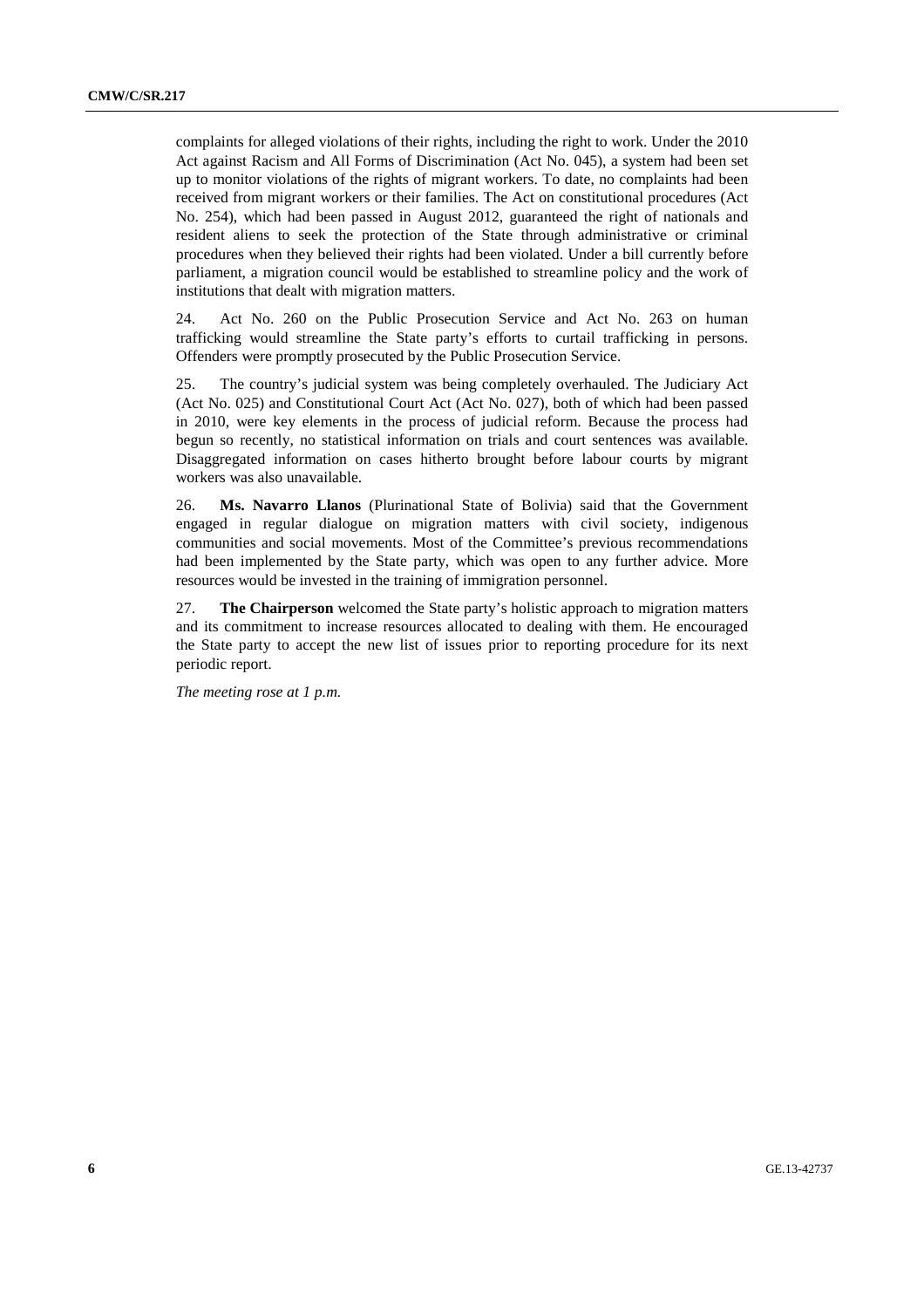complaints for alleged violations of their rights, including the right to work. Under the 2010 Act against Racism and All Forms of Discrimination (Act No. 045), a system had been set up to monitor violations of the rights of migrant workers. To date, no complaints had been received from migrant workers or their families. The Act on constitutional procedures (Act No. 254), which had been passed in August 2012, guaranteed the right of nationals and resident aliens to seek the protection of the State through administrative or criminal procedures when they believed their rights had been violated. Under a bill currently before parliament, a migration council would be established to streamline policy and the work of institutions that dealt with migration matters.

24. Act No. 260 on the Public Prosecution Service and Act No. 263 on human trafficking would streamline the State party's efforts to curtail trafficking in persons. Offenders were promptly prosecuted by the Public Prosecution Service.

25. The country's judicial system was being completely overhauled. The Judiciary Act (Act No. 025) and Constitutional Court Act (Act No. 027), both of which had been passed in 2010, were key elements in the process of judicial reform. Because the process had begun so recently, no statistical information on trials and court sentences was available. Disaggregated information on cases hitherto brought before labour courts by migrant workers was also unavailable.

26. **Ms. Navarro Llanos** (Plurinational State of Bolivia) said that the Government engaged in regular dialogue on migration matters with civil society, indigenous communities and social movements. Most of the Committee's previous recommendations had been implemented by the State party, which was open to any further advice. More resources would be invested in the training of immigration personnel.

27. **The Chairperson** welcomed the State party's holistic approach to migration matters and its commitment to increase resources allocated to dealing with them. He encouraged the State party to accept the new list of issues prior to reporting procedure for its next periodic report.

*The meeting rose at 1 p.m.*